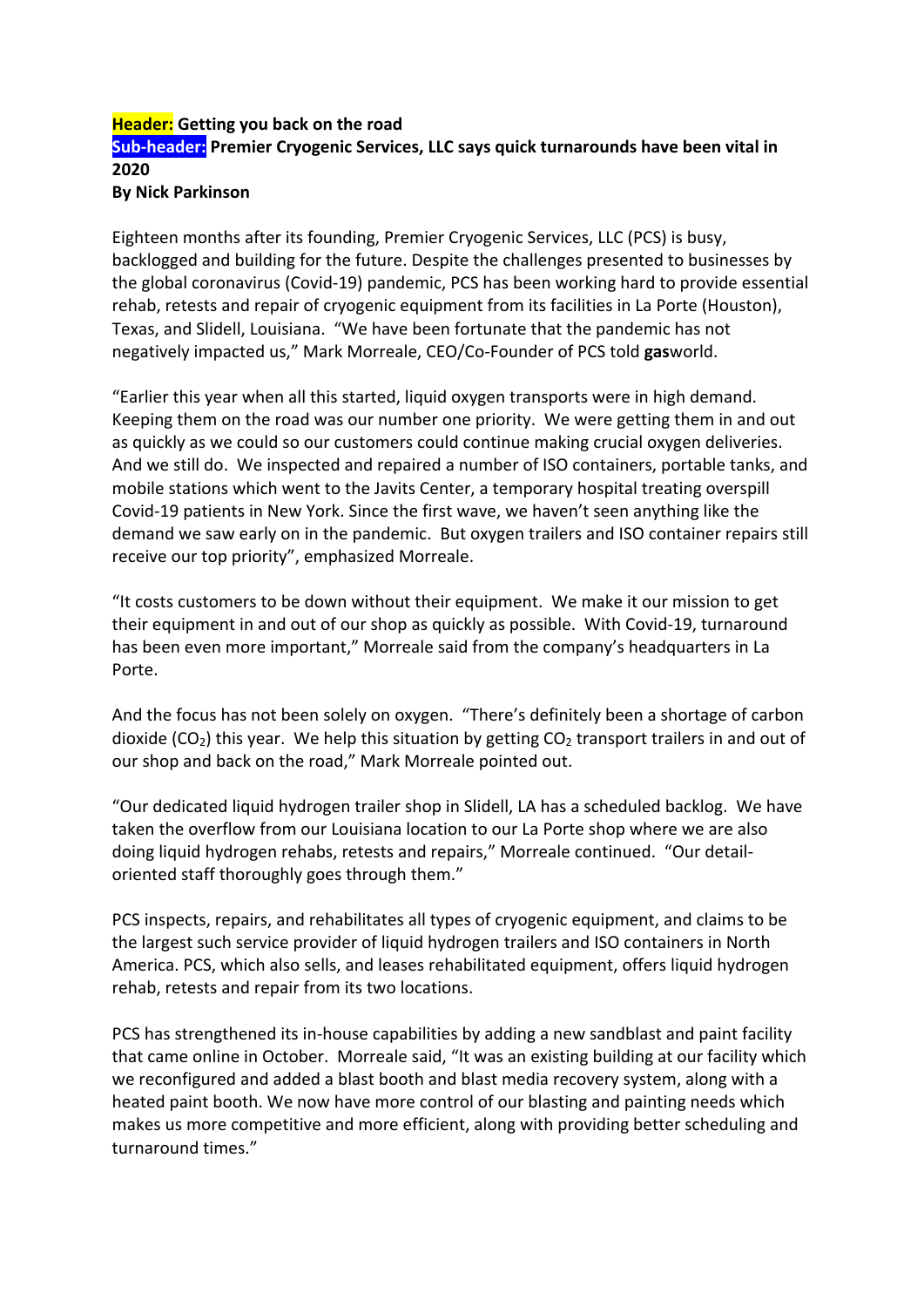**Header: Getting you back on the road**
**Sub-header: Premier Cryogenic Services, LLC says quick turnarounds have been vital in 2020**
**By Nick Parkinson**

Eighteen months after its founding, Premier Cryogenic Services, LLC (PCS) is busy, backlogged and building for the future. Despite the challenges presented to businesses by the global coronavirus (Covid-19) pandemic, PCS has been working hard to provide essential rehab, retests and repair of cryogenic equipment from its facilities in La Porte (Houston), Texas, and Slidell, Louisiana. "We have been fortunate that the pandemic has not negatively impacted us," Mark Morreale, CEO/Co-Founder of PCS told **gas**world.

"Earlier this year when all this started, liquid oxygen transports were in high demand. Keeping them on the road was our number one priority. We were getting them in and out as quickly as we could so our customers could continue making crucial oxygen deliveries. And we still do. We inspected and repaired a number of ISO containers, portable tanks, and mobile stations which went to the Javits Center, a temporary hospital treating overspill Covid-19 patients in New York. Since the first wave, we haven't seen anything like the demand we saw early on in the pandemic. But oxygen trailers and ISO container repairs still receive our top priority", emphasized Morreale.

"It costs customers to be down without their equipment. We make it our mission to get their equipment in and out of our shop as quickly as possible. With Covid-19, turnaround has been even more important," Morreale said from the company's headquarters in La Porte.

And the focus has not been solely on oxygen. "There's definitely been a shortage of carbon dioxide ($CO_2$) this year. We help this situation by getting $CO_2$ transport trailers in and out of our shop and back on the road," Mark Morreale pointed out.

"Our dedicated liquid hydrogen trailer shop in Slidell, LA has a scheduled backlog. We have taken the overflow from our Louisiana location to our La Porte shop where we are also doing liquid hydrogen rehabs, retests and repairs," Morreale continued. "Our detail-oriented staff thoroughly goes through them."

PCS inspects, repairs, and rehabilitates all types of cryogenic equipment, and claims to be the largest such service provider of liquid hydrogen trailers and ISO containers in North America. PCS, which also sells, and leases rehabilitated equipment, offers liquid hydrogen rehab, retests and repair from its two locations.

PCS has strengthened its in-house capabilities by adding a new sandblast and paint facility that came online in October. Morreale said, "It was an existing building at our facility which we reconfigured and added a blast booth and blast media recovery system, along with a heated paint booth. We now have more control of our blasting and painting needs which makes us more competitive and more efficient, along with providing better scheduling and turnaround times."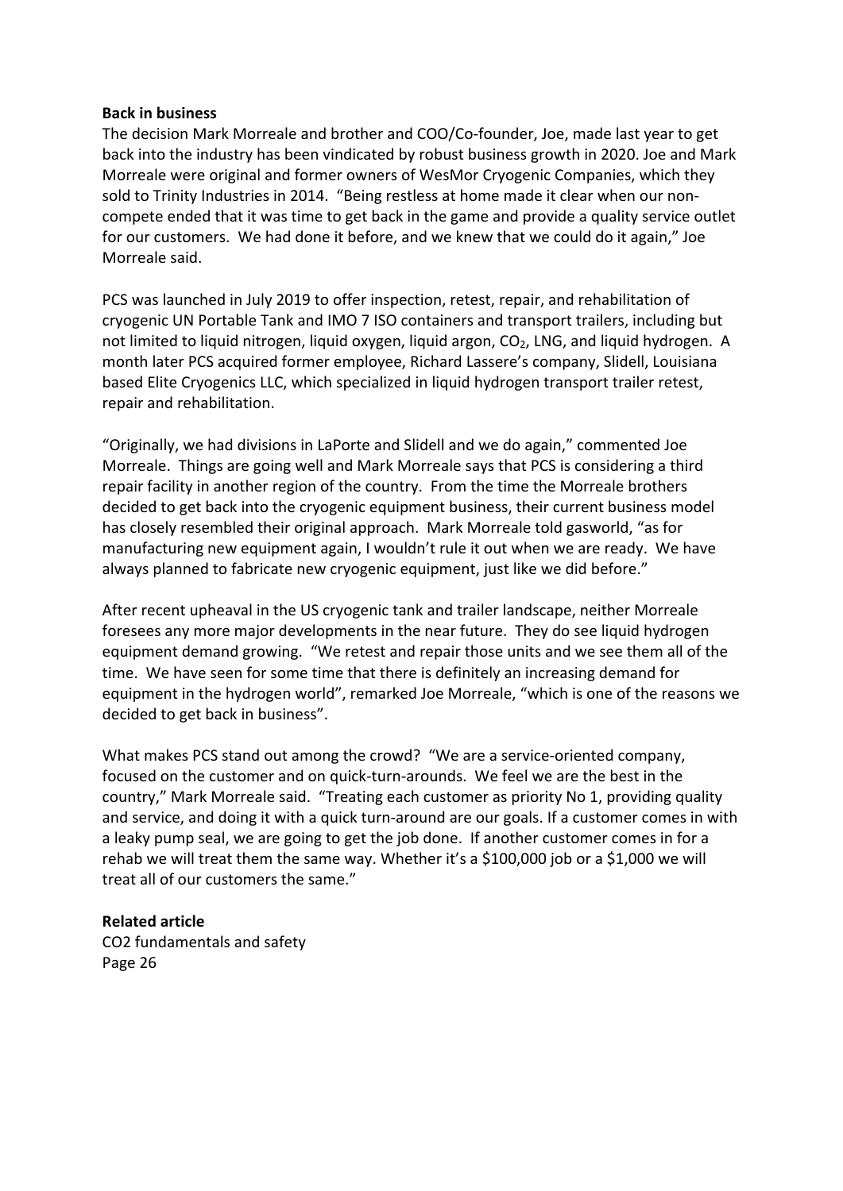**Back in business**

The decision Mark Morreale and brother and COO/Co-founder, Joe, made last year to get back into the industry has been vindicated by robust business growth in 2020. Joe and Mark Morreale were original and former owners of WesMor Cryogenic Companies, which they sold to Trinity Industries in 2014. "Being restless at home made it clear when our non-compete ended that it was time to get back in the game and provide a quality service outlet for our customers. We had done it before, and we knew that we could do it again," Joe Morreale said.

PCS was launched in July 2019 to offer inspection, retest, repair, and rehabilitation of cryogenic UN Portable Tank and IMO 7 ISO containers and transport trailers, including but not limited to liquid nitrogen, liquid oxygen, liquid argon, $CO_2$, LNG, and liquid hydrogen. A month later PCS acquired former employee, Richard Lassere's company, Slidell, Louisiana based Elite Cryogenics LLC, which specialized in liquid hydrogen transport trailer retest, repair and rehabilitation.

"Originally, we had divisions in LaPorte and Slidell and we do again," commented Joe Morreale. Things are going well and Mark Morreale says that PCS is considering a third repair facility in another region of the country. From the time the Morreale brothers decided to get back into the cryogenic equipment business, their current business model has closely resembled their original approach. Mark Morreale told gasworld, "as for manufacturing new equipment again, I wouldn't rule it out when we are ready. We have always planned to fabricate new cryogenic equipment, just like we did before."

After recent upheaval in the US cryogenic tank and trailer landscape, neither Morreale foresees any more major developments in the near future. They do see liquid hydrogen equipment demand growing. "We retest and repair those units and we see them all of the time. We have seen for some time that there is definitely an increasing demand for equipment in the hydrogen world", remarked Joe Morreale, "which is one of the reasons we decided to get back in business".

What makes PCS stand out among the crowd? "We are a service-oriented company, focused on the customer and on quick-turn-arounds. We feel we are the best in the country," Mark Morreale said. "Treating each customer as priority No 1, providing quality and service, and doing it with a quick turn-around are our goals. If a customer comes in with a leaky pump seal, we are going to get the job done. If another customer comes in for a rehab we will treat them the same way. Whether it's a $100,000 job or a $1,000 we will treat all of our customers the same."

**Related article**

CO2 fundamentals and safety
Page 26